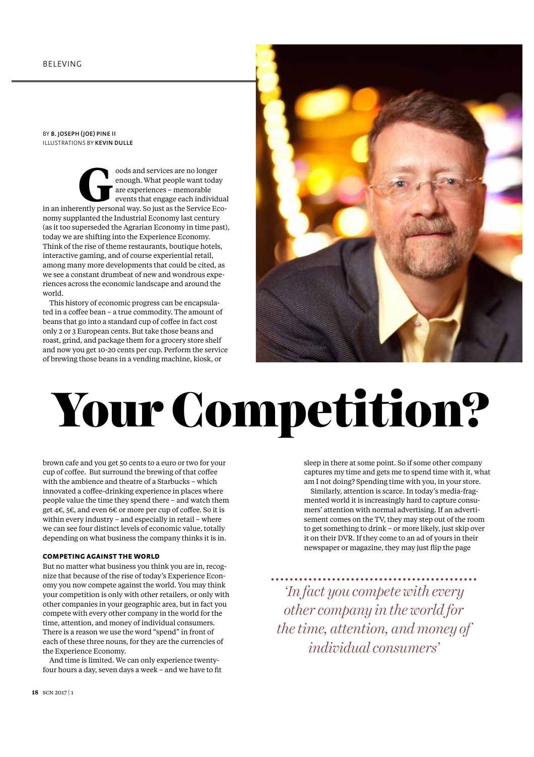BELEVING

# Your Competition?

BY **B. JOSEPH (JOE) PINE II**
ILLUSTRATIONS BY **KEVIN DULLE**

Goods and services are no longer enough. What people want today are experiences – memorable events that engage each individual in an inherently personal way. So just as the Service Economy supplanted the Industrial Economy last century (as it too superseded the Agrarian Economy in time past), today we are shifting into the Experience Economy. Think of the rise of theme restaurants, boutique hotels, interactive gaming, and of course experiential retail, among many more developments that could be cited, as we see a constant drumbeat of new and wondrous experiences across the economic landscape and around the world.

This history of economic progress can be encapsulated in a coffee bean – a true commodity. The amount of beans that go into a standard cup of coffee in fact cost only 2 or 3 European cents. But take those beans and roast, grind, and package them for a grocery store shelf and now you get 10-20 cents per cup. Perform the service of brewing those beans in a vending machine, kiosk, or brown cafe and you get 50 cents to a euro or two for your cup of coffee. But surround the brewing of that coffee with the ambience and theatre of a Starbucks – which innovated a coffee-drinking experience in places where people value the time they spend there – and watch them get 4€, 5€, and even 6€ or more per cup of coffee. So it is within every industry – and especially in retail – where we can see four distinct levels of economic value, totally depending on what business the company thinks it is in.

### COMPETING AGAINST THE WORLD

But no matter what business you think you are in, recognize that because of the rise of today's Experience Economy you now compete against the world. You may think your competition is only with other retailers, or only with other companies in your geographic area, but in fact you compete with every other company in the world for the time, attention, and money of individual consumers. There is a reason we use the word "spend" in front of each of these three nouns, for they are the currencies of the Experience Economy.

And time is limited. We can only experience twenty-four hours a day, seven days a week – and we have to fit sleep in there at some point. So if some other company captures my time and gets me to spend time with it, what am I not doing? Spending time with you, in your store.

Similarly, attention is scarce. In today's media-fragmented world it is increasingly hard to capture consumers' attention with normal advertising. If an advertisement comes on the TV, they may step out of the room to get something to drink – or more likely, just skip over it on their DVR. If they come to an ad of yours in their newspaper or magazine, they may just flip the page

*'In fact you compete with every other company in the world for the time, attention, and money of individual consumers'*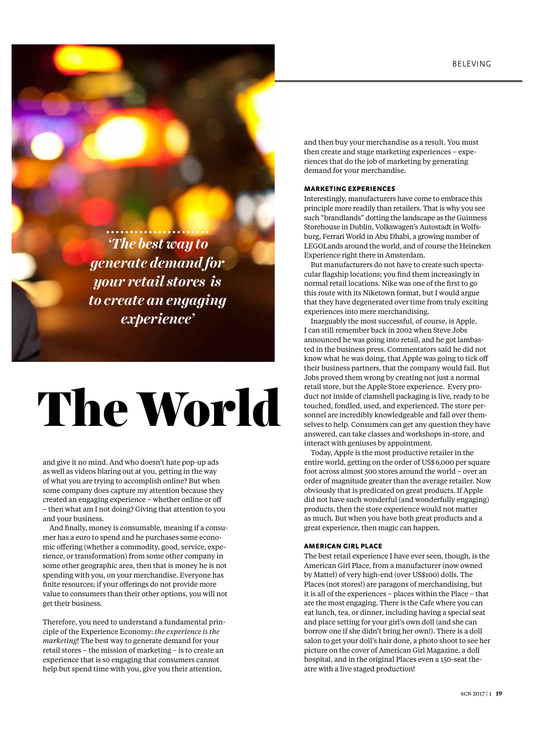*'The best way to generate demand for your retail stores is to create an engaging experience'*

# The World

and give it no mind. And who doesn't hate pop-up ads as well as videos blaring out at you, getting in the way of what you are trying to accomplish online? But when some company does capture my attention because they created an engaging experience – whether online or off – then what am I not doing? Giving that attention to you and your business.

And finally, money is consumable, meaning if a consumer has a euro to spend and he purchases some economic offering (whether a commodity, good, service, experience, or transformation) from some other company in some other geographic area, then that is money he is not spending with you, on your merchandise. Everyone has finite resources; if your offerings do not provide more value to consumers than their other options, you will not get their business.

Therefore, you need to understand a fundamental principle of the Experience Economy: *the experience is the marketing*! The best way to generate demand for your retail stores – the mission of marketing – is to create an experience that is so engaging that consumers cannot help but spend time with you, give you their attention, and then buy your merchandise as a result. You must then create and stage marketing experiences – experiences that do the job of marketing by generating demand for your merchandise.

### MARKETING EXPERIENCES

Interestingly, manufacturers have come to embrace this principle more readily than retailers. That is why you see such "brandlands" dotting the landscape as the Guinness Storehouse in Dublin, Volkswagen's Autostadt in Wolfsburg, Ferrari World in Abu Dhabi, a growing number of LEGOLands around the world, and of course the Heineken Experience right there in Amsterdam.

But manufacturers do not have to create such spectacular flagship locations; you find them increasingly in normal retail locations. Nike was one of the first to go this route with its Niketown format, but I would argue that they have degenerated over time from truly exciting experiences into mere merchandising.

Inarguably the most successful, of course, is Apple. I can still remember back in 2002 when Steve Jobs announced he was going into retail, and he got lambasted in the business press. Commentators said he did not know what he was doing, that Apple was going to tick off their business partners, that the company would fail. But Jobs proved them wrong by creating not just a normal retail store, but the Apple Store experience. Every product not inside of clamshell packaging is live, ready to be touched, fondled, used, and experienced. The store personnel are incredibly knowledgeable and fall over themselves to help. Consumers can get any question they have answered, can take classes and workshops in-store, and interact with geniuses by appointment.

Today, Apple is the most productive retailer in the entire world, getting on the order of US$6,000 per square foot across almost 500 stores around the world – over an order of magnitude greater than the average retailer. Now obviously that is predicated on great products. If Apple did not have such wonderful (and wonderfully engaging) products, then the store experience would not matter as much. But when you have both great products and a great experience, then magic can happen.

### AMERICAN GIRL PLACE

The best retail experience I have ever seen, though, is the American Girl Place, from a manufacturer (now owned by Mattel) of very high-end (over US$100) dolls. The Places (not stores!) are paragons of merchandising, but it is all of the experiences – places within the Place – that are the most engaging. There is the Cafe where you can eat lunch, tea, or dinner, including having a special seat and place setting for your girl's own doll (and she can borrow one if she didn't bring her own!). There is a doll salon to get your doll's hair done, a photo shoot to see her picture on the cover of American Girl Magazine, a doll hospital, and in the original Places even a 150-seat theatre with a live staged production!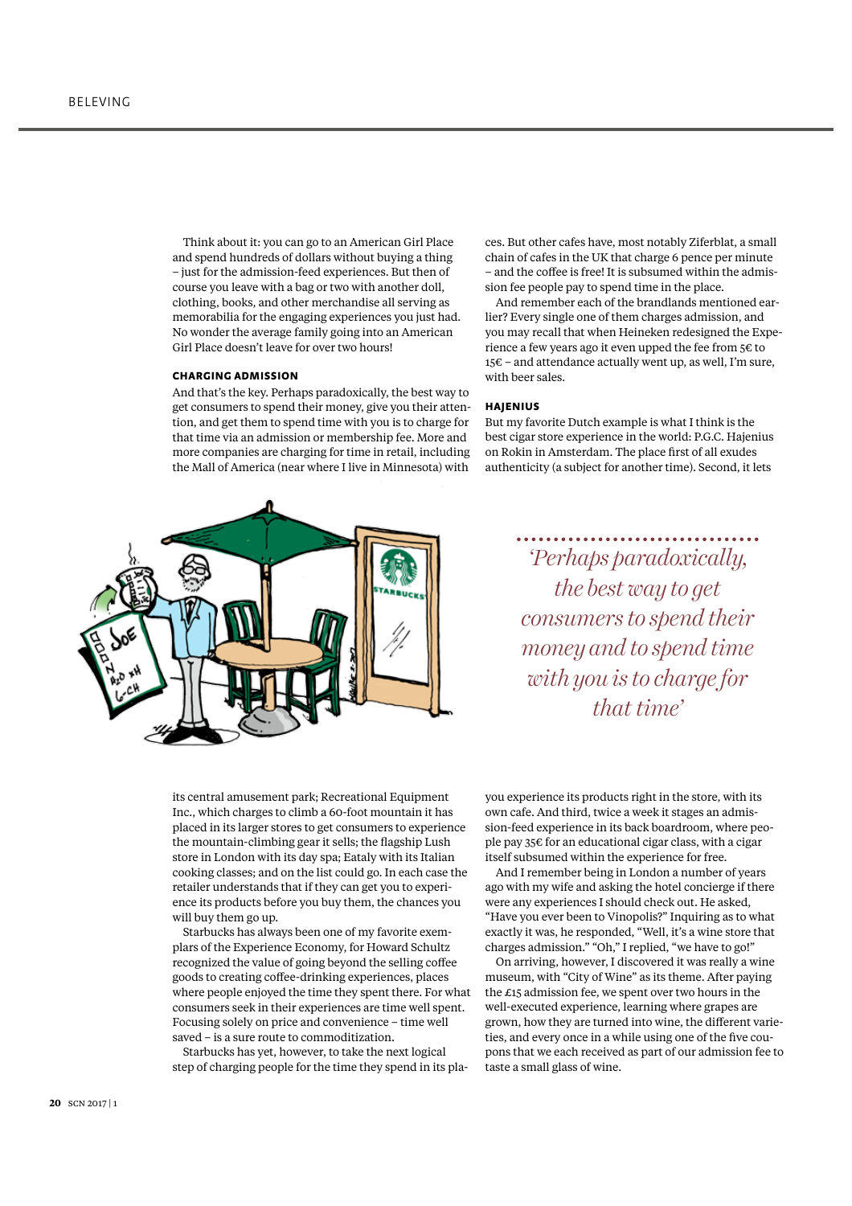Think about it: you can go to an American Girl Place and spend hundreds of dollars without buying a thing – just for the admission-feed experiences. But then of course you leave with a bag or two with another doll, clothing, books, and other merchandise all serving as memorabilia for the engaging experiences you just had. No wonder the average family going into an American Girl Place doesn't leave for over two hours!

### CHARGING ADMISSION

And that's the key. Perhaps paradoxically, the best way to get consumers to spend their money, give you their attention, and get them to spend time with you is to charge for that time via an admission or membership fee. More and more companies are charging for time in retail, including the Mall of America (near where I live in Minnesota) with its central amusement park; Recreational Equipment Inc., which charges to climb a 60-foot mountain it has placed in its larger stores to get consumers to experience the mountain-climbing gear it sells; the flagship Lush store in London with its day spa; Eataly with its Italian cooking classes; and on the list could go. In each case the retailer understands that if they can get you to experience its products before you buy them, the chances you will buy them go up.

Starbucks has always been one of my favorite exemplars of the Experience Economy, for Howard Schultz recognized the value of going beyond the selling coffee goods to creating coffee-drinking experiences, places where people enjoyed the time they spent there. For what consumers seek in their experiences are time well spent. Focusing solely on price and convenience – time well saved – is a sure route to commoditization.

Starbucks has yet, however, to take the next logical step of charging people for the time they spend in its places. But other cafes have, most notably Ziferblat, a small chain of cafes in the UK that charge 6 pence per minute – and the coffee is free! It is subsumed within the admission fee people pay to spend time in the place.

And remember each of the brandlands mentioned earlier? Every single one of them charges admission, and you may recall that when Heineken redesigned the Experience a few years ago it even upped the fee from 5€ to 15€ – and attendance actually went up, as well, I'm sure, with beer sales.

> *'Perhaps paradoxically, the best way to get consumers to spend their money and to spend time with you is to charge for that time'*

### HAJENIUS

But my favorite Dutch example is what I think is the best cigar store experience in the world: P.G.C. Hajenius on Rokin in Amsterdam. The place first of all exudes authenticity (a subject for another time). Second, it lets you experience its products right in the store, with its own cafe. And third, twice a week it stages an admission-feed experience in its back boardroom, where people pay 35€ for an educational cigar class, with a cigar itself subsumed within the experience for free.

And I remember being in London a number of years ago with my wife and asking the hotel concierge if there were any experiences I should check out. He asked, "Have you ever been to Vinopolis?" Inquiring as to what exactly it was, he responded, "Well, it's a wine store that charges admission." "Oh," I replied, "we have to go!"

On arriving, however, I discovered it was really a wine museum, with "City of Wine" as its theme. After paying the £15 admission fee, we spent over two hours in the well-executed experience, learning where grapes are grown, how they are turned into wine, the different varieties, and every once in a while using one of the five coupons that we each received as part of our admission fee to taste a small glass of wine.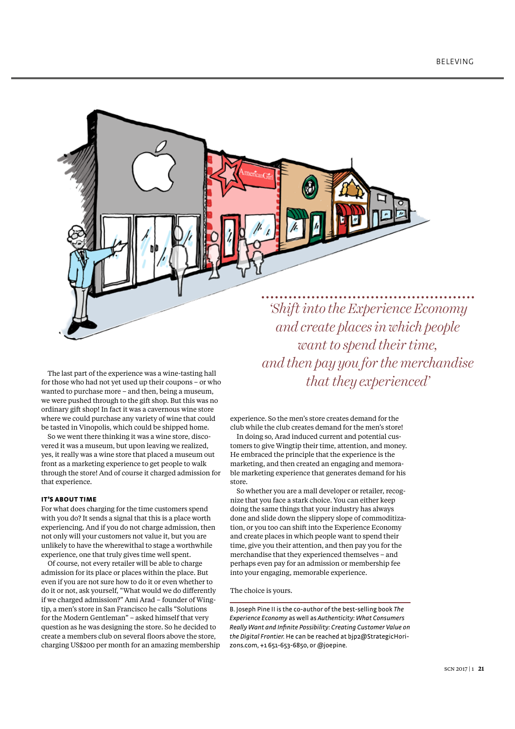The last part of the experience was a wine-tasting hall for those who had not yet used up their coupons – or who wanted to purchase more – and then, being a museum, we were pushed through to the gift shop. But this was no ordinary gift shop! In fact it was a cavernous wine store where we could purchase any variety of wine that could be tasted in Vinopolis, which could be shipped home.

So we went there thinking it was a wine store, discovered it was a museum, but upon leaving we realized, yes, it really was a wine store that placed a museum out front as a marketing experience to get people to walk through the store! And of course it charged admission for that experience.

#### IT'S ABOUT TIME

For what does charging for the time customers spend with you do? It sends a signal that this is a place worth experiencing. And if you do not charge admission, then not only will your customers not value it, but you are unlikely to have the wherewithal to stage a worthwhile experience, one that truly gives time well spent.

Of course, not every retailer will be able to charge admission for its place or places within the place. But even if you are not sure how to do it or even whether to do it or not, ask yourself, "What would we do differently if we charged admission?" Ami Arad – founder of Wingtip, a men's store in San Francisco he calls "Solutions for the Modern Gentleman" – asked himself that very question as he was designing the store. So he decided to create a members club on several floors above the store, charging US$200 per month for an amazing membership experience. So the men's store creates demand for the club while the club creates demand for the men's store!

In doing so, Arad induced current and potential customers to give Wingtip their time, attention, and money. He embraced the principle that the experience is the marketing, and then created an engaging and memorable marketing experience that generates demand for his store.

So whether you are a mall developer or retailer, recognize that you face a stark choice. You can either keep doing the same things that your industry has always done and slide down the slippery slope of commoditization, or you too can shift into the Experience Economy and create places in which people want to spend their time, give you their attention, and then pay you for the merchandise that they experienced themselves – and perhaps even pay for an admission or membership fee into your engaging, memorable experience.

The choice is yours.

> *'Shift into the Experience Economy and create places in which people want to spend their time, and then pay you for the merchandise that they experienced'*

B. Joseph Pine II is the co-author of the best-selling book *The Experience Economy* as well as *Authenticity: What Consumers Really Want and Infinite Possibility: Creating Customer Value on the Digital Frontier.* He can be reached at bjp2@StrategicHorizons.com, +1 651-653-6850, or @joepine.